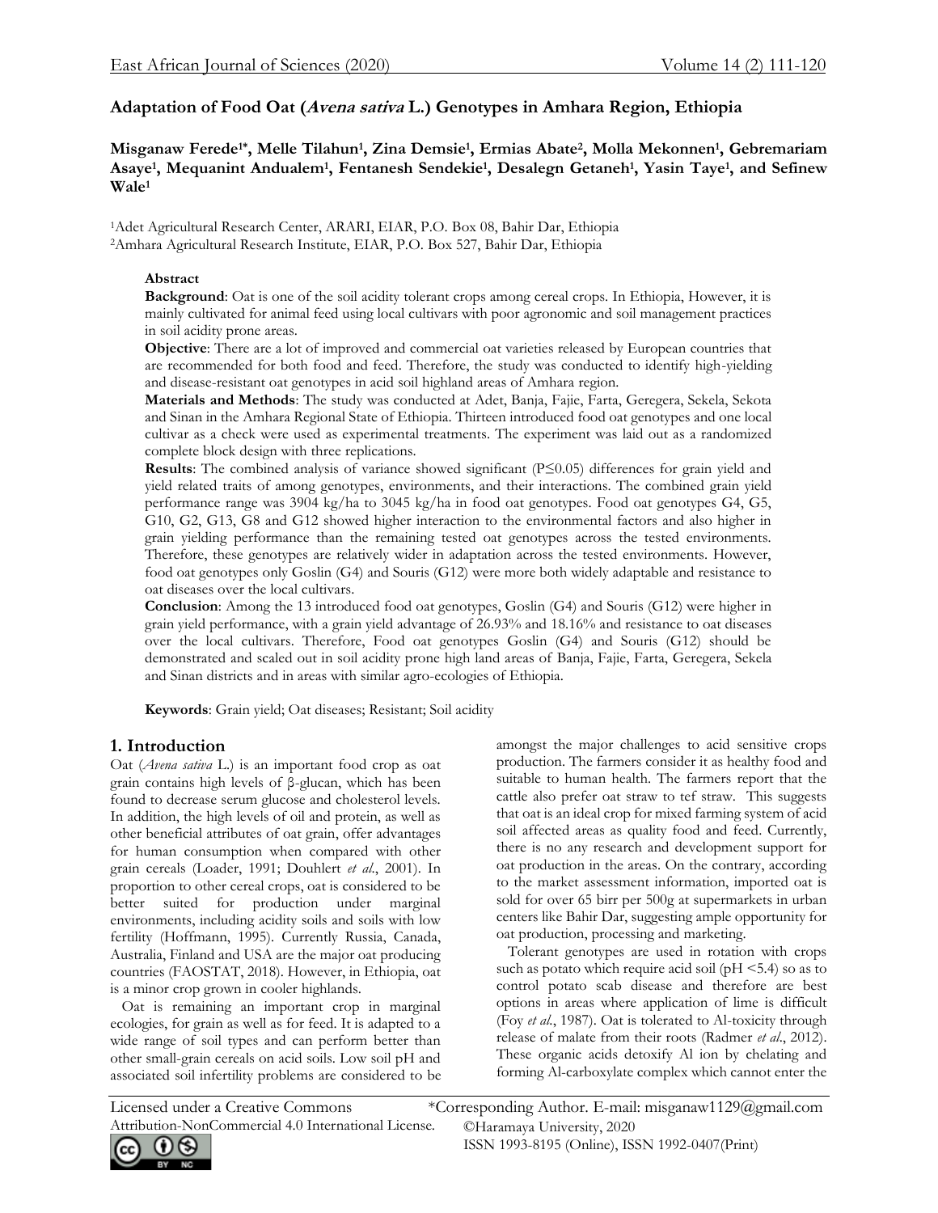# Adaptation of Food Oat (*Avena sativa* L.) Genotypes in Amhara Region, Ethiopia

**Misganaw Ferede[1*], Melle Tilahun[1], Zina Demsie[1], Ermias Abate[2], Molla Mekonnen[1], Gebremariam Asaye[1], Mequanint Andualem[1], Fentanesh Sendekie[1], Desalegn Getaneh[1], Yasin Taye[1], and Sefinew Wale[1]**

[1]Adet Agricultural Research Center, ARARI, EIAR, P.O. Box 08, Bahir Dar, Ethiopia
[2]Amhara Agricultural Research Institute, EIAR, P.O. Box 527, Bahir Dar, Ethiopia

**Abstract**

**Background**: Oat is one of the soil acidity tolerant crops among cereal crops. In Ethiopia, However, it is mainly cultivated for animal feed using local cultivars with poor agronomic and soil management practices in soil acidity prone areas.

**Objective**: There are a lot of improved and commercial oat varieties released by European countries that are recommended for both food and feed. Therefore, the study was conducted to identify high-yielding and disease-resistant oat genotypes in acid soil highland areas of Amhara region.

**Materials and Methods**: The study was conducted at Adet, Banja, Fajie, Farta, Geregera, Sekela, Sekota and Sinan in the Amhara Regional State of Ethiopia. Thirteen introduced food oat genotypes and one local cultivar as a check were used as experimental treatments. The experiment was laid out as a randomized complete block design with three replications.

**Results**: The combined analysis of variance showed significant ($P \leq 0.05$) differences for grain yield and yield related traits of among genotypes, environments, and their interactions. The combined grain yield performance range was 3904 kg/ha to 3045 kg/ha in food oat genotypes. Food oat genotypes G4, G5, G10, G2, G13, G8 and G12 showed higher interaction to the environmental factors and also higher in grain yielding performance than the remaining tested oat genotypes across the tested environments. Therefore, these genotypes are relatively wider in adaptation across the tested environments. However, food oat genotypes only Goslin (G4) and Souris (G12) were more both widely adaptable and resistance to oat diseases over the local cultivars.

**Conclusion**: Among the 13 introduced food oat genotypes, Goslin (G4) and Souris (G12) were higher in grain yield performance, with a grain yield advantage of 26.93% and 18.16% and resistance to oat diseases over the local cultivars. Therefore, Food oat genotypes Goslin (G4) and Souris (G12) should be demonstrated and scaled out in soil acidity prone high land areas of Banja, Fajie, Farta, Geregera, Sekela and Sinan districts and in areas with similar agro-ecologies of Ethiopia.

**Keywords**: Grain yield; Oat diseases; Resistant; Soil acidity

## 1. Introduction

Oat (*Avena sativa* L.) is an important food crop as oat grain contains high levels of β-glucan, which has been found to decrease serum glucose and cholesterol levels. In addition, the high levels of oil and protein, as well as other beneficial attributes of oat grain, offer advantages for human consumption when compared with other grain cereals (Loader, 1991; Douhlert *et al*., 2001). In proportion to other cereal crops, oat is considered to be better suited for production under marginal environments, including acidity soils and soils with low fertility (Hoffmann, 1995). Currently Russia, Canada, Australia, Finland and USA are the major oat producing countries (FAOSTAT, 2018). However, in Ethiopia, oat is a minor crop grown in cooler highlands.

Oat is remaining an important crop in marginal ecologies, for grain as well as for feed. It is adapted to a wide range of soil types and can perform better than other small-grain cereals on acid soils. Low soil pH and associated soil infertility problems are considered to be amongst the major challenges to acid sensitive crops production. The farmers consider it as healthy food and suitable to human health. The farmers report that the cattle also prefer oat straw to tef straw. This suggests that oat is an ideal crop for mixed farming system of acid soil affected areas as quality food and feed. Currently, there is no any research and development support for oat production in the areas. On the contrary, according to the market assessment information, imported oat is sold for over 65 birr per 500g at supermarkets in urban centers like Bahir Dar, suggesting ample opportunity for oat production, processing and marketing.

Tolerant genotypes are used in rotation with crops such as potato which require acid soil (pH <5.4) so as to control potato scab disease and therefore are best options in areas where application of lime is difficult (Foy *et al*., 1987). Oat is tolerated to Al-toxicity through release of malate from their roots (Radmer *et al*., 2012). These organic acids detoxify Al ion by chelating and forming Al-carboxylate complex which cannot enter the

Licensed under a Creative Commons Attribution-NonCommercial 4.0 International License.

*Corresponding Author. E-mail: misganaw1129@gmail.com

©Haramaya University, 2020
ISSN 1993-8195 (Online), ISSN 1992-0407(Print)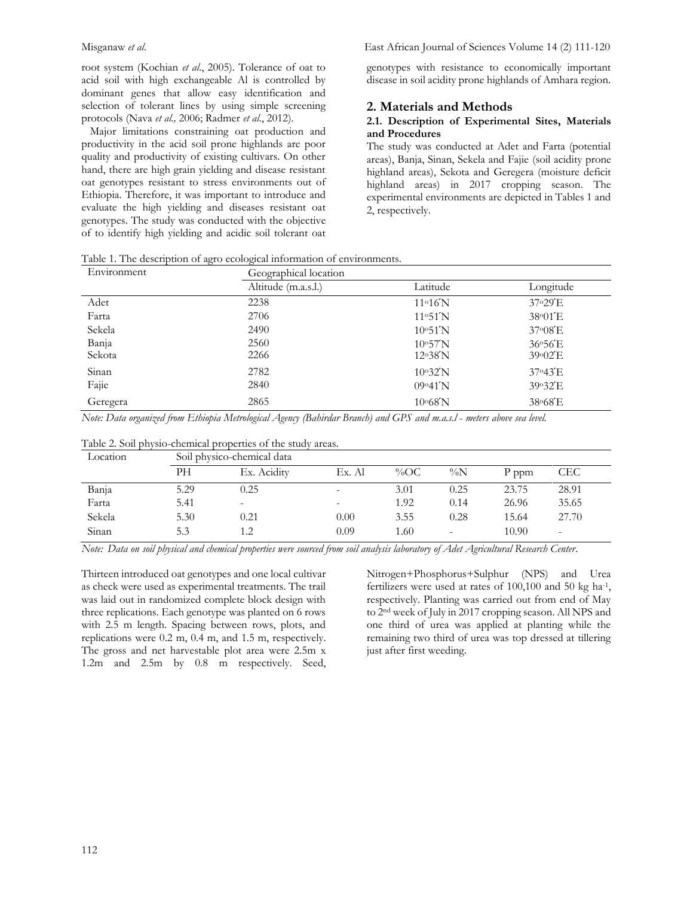root system (Kochian *et al*., 2005). Tolerance of oat to acid soil with high exchangeable Al is controlled by dominant genes that allow easy identification and selection of tolerant lines by using simple screening protocols (Nava *et al.,* 2006; Radmer *et al*., 2012).

Major limitations constraining oat production and productivity in the acid soil prone highlands are poor quality and productivity of existing cultivars. On other hand, there are high grain yielding and disease resistant oat genotypes resistant to stress environments out of Ethiopia. Therefore, it was important to introduce and evaluate the high yielding and diseases resistant oat genotypes. The study was conducted with the objective of to identify high yielding and acidic soil tolerant oat genotypes with resistance to economically important disease in soil acidity prone highlands of Amhara region.

## 2. Materials and Methods

### 2.1. Description of Experimental Sites, Materials and Procedures

The study was conducted at Adet and Farta (potential areas), Banja, Sinan, Sekela and Fajie (soil acidity prone highland areas), Sekota and Geregera (moisture deficit highland areas) in 2017 cropping season. The experimental environments are depicted in Tables 1 and 2, respectively.

Table 1. The description of agro ecological information of environments.

| Environment | Geographical location | | |
|---|---|---|---|
| | Altitude (m.a.s.l.) | Latitude | Longitude |
| Adet | 2238 | 11°16′N | 37°29′E |
| Farta | 2706 | 11°51′N | 38°01′E |
| Sekela | 2490 | 10°51′N | 37°08′E |
| Banja | 2560 | 10°57′N | 36°56′E |
| Sekota | 2266 | 12°38′N | 39°02′E |
| Sinan | 2782 | 10°32′N | 37°43′E |
| Fajie | 2840 | 09°41′N | 39°32′E |
| Geregera | 2865 | 10°68′N | 38°68′E |

*Note: Data organized from Ethiopia Metrological Agency (Bahirdar Branch) and GPS and m.a.s.l - meters above sea level.*

Table 2. Soil physio-chemical properties of the study areas.

| Location | Soil physico-chemical data | | | | | | |
|---|---|---|---|---|---|---|---|
| | PH | Ex. Acidity | Ex. Al | %OC | %N | P ppm | CEC |
| Banja | 5.29 | 0.25 | - | 3.01 | 0.25 | 23.75 | 28.91 |
| Farta | 5.41 | - | - | 1.92 | 0.14 | 26.96 | 35.65 |
| Sekela | 5.30 | 0.21 | 0.00 | 3.55 | 0.28 | 15.64 | 27.70 |
| Sinan | 5.3 | 1.2 | 0.09 | 1.60 | - | 10.90 | - |

*Note: Data on soil physical and chemical properties were sourced from soil analysis laboratory of Adet Agricultural Research Center.*

Thirteen introduced oat genotypes and one local cultivar as check were used as experimental treatments. The trail was laid out in randomized complete block design with three replications. Each genotype was planted on 6 rows with 2.5 m length. Spacing between rows, plots, and replications were 0.2 m, 0.4 m, and 1.5 m, respectively. The gross and net harvestable plot area were 2.5m x 1.2m and 2.5m by 0.8 m respectively. Seed, Nitrogen+Phosphorus+Sulphur (NPS) and Urea fertilizers were used at rates of 100,100 and 50 kg ha$^{-1}$, respectively. Planting was carried out from end of May to 2$^{nd}$ week of July in 2017 cropping season. All NPS and one third of urea was applied at planting while the remaining two third of urea was top dressed at tillering just after first weeding.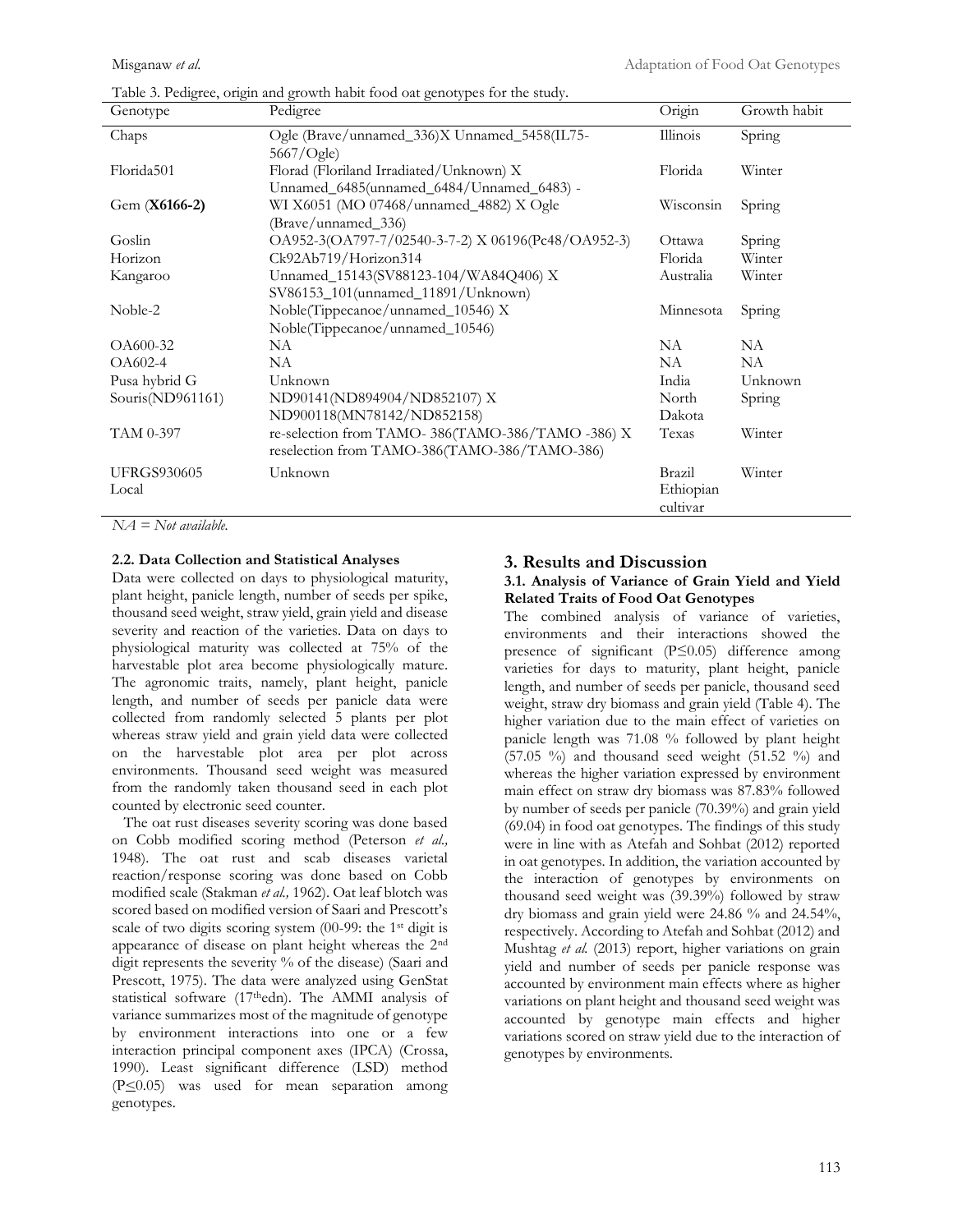Table 3. Pedigree, origin and growth habit food oat genotypes for the study.

| Genotype | Pedigree | Origin | Growth habit |
|---|---|---|---|
| Chaps | Ogle (Brave/unnamed_336)X Unnamed_5458(IL75-5667/Ogle) | Illinois | Spring |
| Florida501 | Florad (Floriland Irradiated/Unknown) X Unnamed_6485(unnamed_6484/Unnamed_6483) - | Florida | Winter |
| Gem (**X6166-2)** | WI X6051 (MO 07468/unnamed_4882) X Ogle (Brave/unnamed_336) | Wisconsin | Spring |
| Goslin | OA952-3(OA797-7/02540-3-7-2) X 06196(Pc48/OA952-3) | Ottawa | Spring |
| Horizon | Ck92Ab719/Horizon314 | Florida | Winter |
| Kangaroo | Unnamed_15143(SV88123-104/WA84Q406) X SV86153_101(unnamed_11891/Unknown) | Australia | Winter |
| Noble-2 | Noble(Tippecanoe/unnamed_10546) X Noble(Tippecanoe/unnamed_10546) | Minnesota | Spring |
| OA600-32 | NA | NA | NA |
| OA602-4 | NA | NA | NA |
| Pusa hybrid G | Unknown | India | Unknown |
| Souris(ND961161) | ND90141(ND894904/ND852107) X ND900118(MN78142/ND852158) | North Dakota | Spring |
| TAM 0-397 | re-selection from TAMO- 386(TAMO-386/TAMO -386) X reselection from TAMO-386(TAMO-386/TAMO-386) | Texas | Winter |
| UFRGS930605 | Unknown | Brazil | Winter |
| Local | | Ethiopian cultivar | |

*NA = Not available.*

**2.2. Data Collection and Statistical Analyses**

Data were collected on days to physiological maturity, plant height, panicle length, number of seeds per spike, thousand seed weight, straw yield, grain yield and disease severity and reaction of the varieties. Data on days to physiological maturity was collected at 75% of the harvestable plot area become physiologically mature. The agronomic traits, namely, plant height, panicle length, and number of seeds per panicle data were collected from randomly selected 5 plants per plot whereas straw yield and grain yield data were collected on the harvestable plot area per plot across environments. Thousand seed weight was measured from the randomly taken thousand seed in each plot counted by electronic seed counter.

The oat rust diseases severity scoring was done based on Cobb modified scoring method (Peterson *et al.,* 1948). The oat rust and scab diseases varietal reaction/response scoring was done based on Cobb modified scale (Stakman *et al.,* 1962). Oat leaf blotch was scored based on modified version of Saari and Prescott's scale of two digits scoring system (00-99: the 1st digit is appearance of disease on plant height whereas the 2nd digit represents the severity % of the disease) (Saari and Prescott, 1975). The data were analyzed using GenStat statistical software (17thedn). The AMMI analysis of variance summarizes most of the magnitude of genotype by environment interactions into one or a few interaction principal component axes (IPCA) (Crossa, 1990). Least significant difference (LSD) method ($P \leq 0.05$) was used for mean separation among genotypes.

## 3. Results and Discussion

### 3.1. Analysis of Variance of Grain Yield and Yield Related Traits of Food Oat Genotypes

The combined analysis of variance of varieties, environments and their interactions showed the presence of significant ($P \leq 0.05$) difference among varieties for days to maturity, plant height, panicle length, and number of seeds per panicle, thousand seed weight, straw dry biomass and grain yield (Table 4). The higher variation due to the main effect of varieties on panicle length was 71.08 % followed by plant height (57.05 %) and thousand seed weight (51.52 %) and whereas the higher variation expressed by environment main effect on straw dry biomass was 87.83% followed by number of seeds per panicle (70.39%) and grain yield (69.04) in food oat genotypes. The findings of this study were in line with as Atefah and Sohbat (2012) reported in oat genotypes. In addition, the variation accounted by the interaction of genotypes by environments on thousand seed weight was (39.39%) followed by straw dry biomass and grain yield were 24.86 % and 24.54%, respectively. According to Atefah and Sohbat (2012) and Mushtag *et al.* (2013) report, higher variations on grain yield and number of seeds per panicle response was accounted by environment main effects where as higher variations on plant height and thousand seed weight was accounted by genotype main effects and higher variations scored on straw yield due to the interaction of genotypes by environments.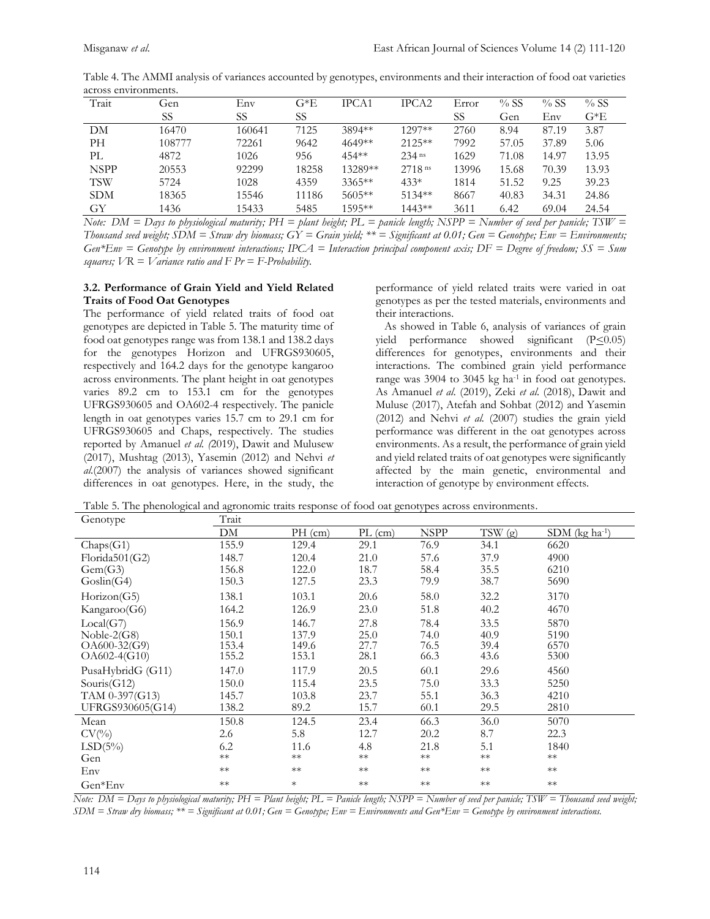Table 4. The AMMI analysis of variances accounted by genotypes, environments and their interaction of food oat varieties across environments.

| Trait | Gen SS | Env SS | G*E SS | IPCA1 | IPCA2 | Error SS | % SS Gen | % SS Env | % SS G*E |
|---|---|---|---|---|---|---|---|---|---|
| DM | 16470 | 160641 | 7125 | 3894** | 1297** | 2760 | 8.94 | 87.19 | 3.87 |
| PH | 108777 | 72261 | 9642 | 4649** | 2125** | 7992 | 57.05 | 37.89 | 5.06 |
| PL | 4872 | 1026 | 956 | 454** | 234 ns | 1629 | 71.08 | 14.97 | 13.95 |
| NSPP | 20553 | 92299 | 18258 | 13289** | 2718 ns | 13996 | 15.68 | 70.39 | 13.93 |
| TSW | 5724 | 1028 | 4359 | 3365** | 433* | 1814 | 51.52 | 9.25 | 39.23 |
| SDM | 18365 | 15546 | 11186 | 5605** | 5134** | 8667 | 40.83 | 34.31 | 24.86 |
| GY | 1436 | 15433 | 5485 | 1595** | 1443** | 3611 | 6.42 | 69.04 | 24.54 |

*Note: DM = Days to physiological maturity; PH = plant height; PL = panicle length; NSPP = Number of seed per panicle; TSW = Thousand seed weight; SDM = Straw dry biomass; GY = Grain yield; ** = Significant at 0.01; Gen = Genotype; Env = Environments; Gen*Env = Genotype by environment interactions; IPCA = Interaction principal component axis; DF = Degree of freedom; SS = Sum squares; VR = Variance ratio and F Pr = F-Probability.*

### 3.2. Performance of Grain Yield and Yield Related Traits of Food Oat Genotypes

The performance of yield related traits of food oat genotypes are depicted in Table 5. The maturity time of food oat genotypes range was from 138.1 and 138.2 days for the genotypes Horizon and UFRGS930605, respectively and 164.2 days for the genotype kangaroo across environments. The plant height in oat genotypes varies 89.2 cm to 153.1 cm for the genotypes UFRGS930605 and OA602-4 respectively. The panicle length in oat genotypes varies 15.7 cm to 29.1 cm for UFRGS930605 and Chaps, respectively. The studies reported by Amanuel *et al.* (2019), Dawit and Mulusew (2017), Mushtag (2013), Yasemin (2012) and Nehvi *et al.*(2007) the analysis of variances showed significant differences in oat genotypes. Here, in the study, the performance of yield related traits were varied in oat genotypes as per the tested materials, environments and their interactions.

As showed in Table 6, analysis of variances of grain yield performance showed significant ($P \leq 0.05$) differences for genotypes, environments and their interactions. The combined grain yield performance range was 3904 to 3045 kg ha$^{-1}$ in food oat genotypes. As Amanuel *et al.* (2019), Zeki *et al.* (2018), Dawit and Muluse (2017), Atefah and Sohbat (2012) and Yasemin (2012) and Nehvi *et al.* (2007) studies the grain yield performance was different in the oat genotypes across environments. As a result, the performance of grain yield and yield related traits of oat genotypes were significantly affected by the main genetic, environmental and interaction of genotype by environment effects.

Table 5. The phenological and agronomic traits response of food oat genotypes across environments.

| Genotype | DM | PH (cm) | PL (cm) | NSPP | TSW (g) | SDM (kg ha$^{-1}$) |
|---|---|---|---|---|---|---|
| Chaps(G1) | 155.9 | 129.4 | 29.1 | 76.9 | 34.1 | 6620 |
| Florida501(G2) | 148.7 | 120.4 | 21.0 | 57.6 | 37.9 | 4900 |
| Gem(G3) | 156.8 | 122.0 | 18.7 | 58.4 | 35.5 | 6210 |
| Goslin(G4) | 150.3 | 127.5 | 23.3 | 79.9 | 38.7 | 5690 |
| Horizon(G5) | 138.1 | 103.1 | 20.6 | 58.0 | 32.2 | 3170 |
| Kangaroo(G6) | 164.2 | 126.9 | 23.0 | 51.8 | 40.2 | 4670 |
| Local(G7) | 156.9 | 146.7 | 27.8 | 78.4 | 33.5 | 5870 |
| Noble-2(G8) | 150.1 | 137.9 | 25.0 | 74.0 | 40.9 | 5190 |
| OA600-32(G9) | 153.4 | 149.6 | 27.7 | 76.5 | 39.4 | 6570 |
| OA602-4(G10) | 155.2 | 153.1 | 28.1 | 66.3 | 43.6 | 5300 |
| PusaHybridG (G11) | 147.0 | 117.9 | 20.5 | 60.1 | 29.6 | 4560 |
| Souris(G12) | 150.0 | 115.4 | 23.5 | 75.0 | 33.3 | 5250 |
| TAM 0-397(G13) | 145.7 | 103.8 | 23.7 | 55.1 | 36.3 | 4210 |
| UFRGS930605(G14) | 138.2 | 89.2 | 15.7 | 60.1 | 29.5 | 2810 |
| Mean | 150.8 | 124.5 | 23.4 | 66.3 | 36.0 | 5070 |
| CV(%) | 2.6 | 5.8 | 12.7 | 20.2 | 8.7 | 22.3 |
| LSD(5%) | 6.2 | 11.6 | 4.8 | 21.8 | 5.1 | 1840 |
| Gen | ** | ** | ** | ** | ** | ** |
| Env | ** | ** | ** | ** | ** | ** |
| Gen*Env | ** | * | ** | ** | ** | ** |

*Note: DM = Days to physiological maturity; PH = Plant height; PL = Panicle length; NSPP = Number of seed per panicle; TSW = Thousand seed weight; SDM = Straw dry biomass; ** = Significant at 0.01; Gen = Genotype; Env = Environments and Gen*Env = Genotype by environment interactions.*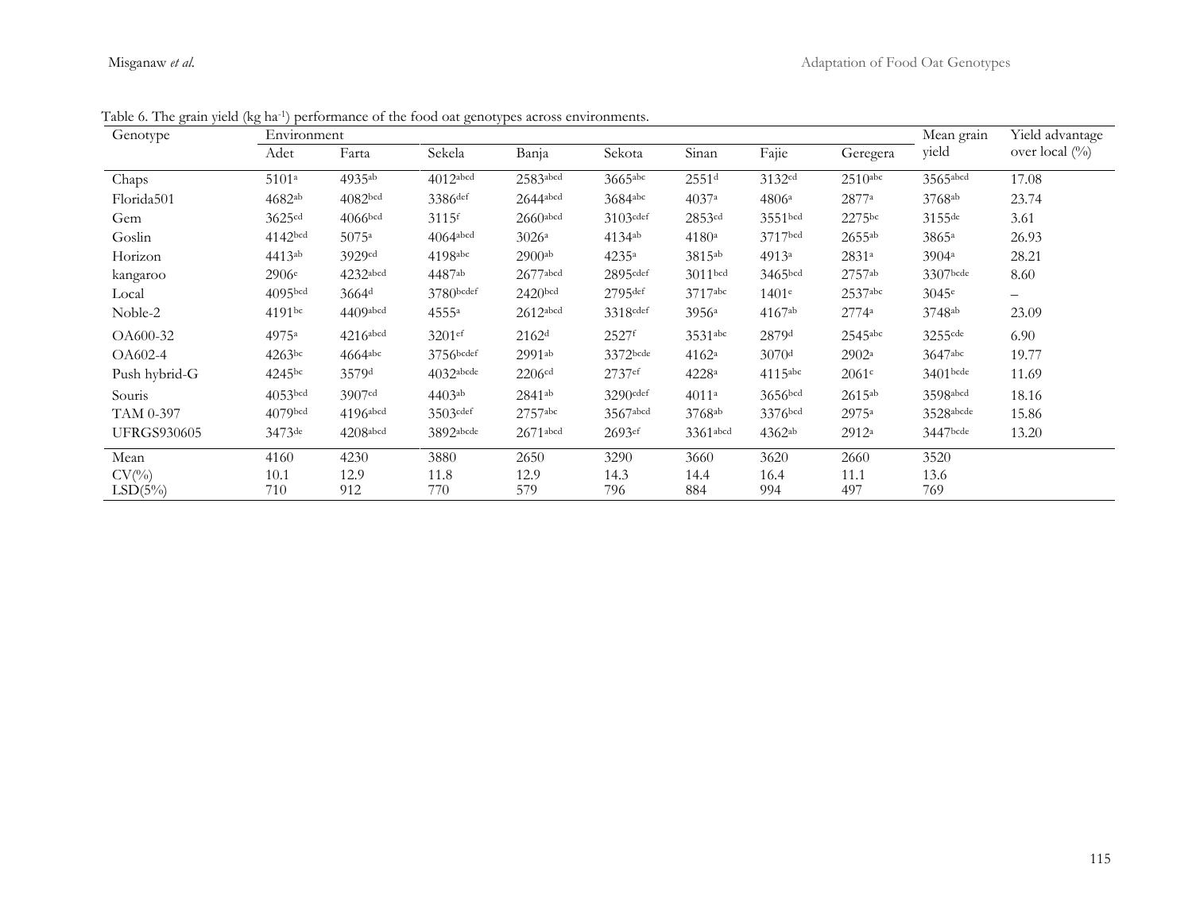Table 6. The grain yield (kg ha$^{-1}$) performance of the food oat genotypes across environments.

| Genotype | Environment | | | | | | | | Mean grain yield | Yield advantage over local (%) |
|---|---|---|---|---|---|---|---|---|---|---|
| | Adet | Farta | Sekela | Banja | Sekota | Sinan | Fajie | Geregera | | |
| Chaps | 5101$^{a}$ | 4935$^{ab}$ | 4012$^{abcd}$ | 2583$^{abcd}$ | 3665$^{abc}$ | 2551$^{d}$ | 3132$^{cd}$ | 2510$^{abc}$ | 3565$^{abcd}$ | 17.08 |
| Florida501 | 4682$^{ab}$ | 4082$^{bcd}$ | 3386$^{def}$ | 2644$^{abcd}$ | 3684$^{abc}$ | 4037$^{a}$ | 4806$^{a}$ | 2877$^{a}$ | 3768$^{ab}$ | 23.74 |
| Gem | 3625$^{cd}$ | 4066$^{bcd}$ | 3115$^{f}$ | 2660$^{abcd}$ | 3103$^{cdef}$ | 2853$^{cd}$ | 3551$^{bcd}$ | 2275$^{bc}$ | 3155$^{de}$ | 3.61 |
| Goslin | 4142$^{bcd}$ | 5075$^{a}$ | 4064$^{abcd}$ | 3026$^{a}$ | 4134$^{ab}$ | 4180$^{a}$ | 3717$^{bcd}$ | 2655$^{ab}$ | 3865$^{a}$ | 26.93 |
| Horizon | 4413$^{ab}$ | 3929$^{cd}$ | 4198$^{abc}$ | 2900$^{ab}$ | 4235$^{a}$ | 3815$^{ab}$ | 4913$^{a}$ | 2831$^{a}$ | 3904$^{a}$ | 28.21 |
| kangaroo | 2906$^{e}$ | 4232$^{abcd}$ | 4487$^{ab}$ | 2677$^{abcd}$ | 2895$^{cdef}$ | 3011$^{bcd}$ | 3465$^{bcd}$ | 2757$^{ab}$ | 3307$^{bcde}$ | 8.60 |
| Local | 4095$^{bcd}$ | 3664$^{d}$ | 3780$^{bcdef}$ | 2420$^{bcd}$ | 2795$^{def}$ | 3717$^{abc}$ | 1401$^{e}$ | 2537$^{abc}$ | 3045$^{e}$ | – |
| Noble-2 | 4191$^{bc}$ | 4409$^{abcd}$ | 4555$^{a}$ | 2612$^{abcd}$ | 3318$^{cdef}$ | 3956$^{a}$ | 4167$^{ab}$ | 2774$^{a}$ | 3748$^{ab}$ | 23.09 |
| OA600-32 | 4975$^{a}$ | 4216$^{abcd}$ | 3201$^{ef}$ | 2162$^{d}$ | 2527$^{f}$ | 3531$^{abc}$ | 2879$^{d}$ | 2545$^{abc}$ | 3255$^{cde}$ | 6.90 |
| OA602-4 | 4263$^{bc}$ | 4664$^{abc}$ | 3756$^{bcdef}$ | 2991$^{ab}$ | 3372$^{bcde}$ | 4162$^{a}$ | 3070$^{d}$ | 2902$^{a}$ | 3647$^{abc}$ | 19.77 |
| Push hybrid-G | 4245$^{bc}$ | 3579$^{d}$ | 4032$^{abcde}$ | 2206$^{cd}$ | 2737$^{ef}$ | 4228$^{a}$ | 4115$^{abc}$ | 2061$^{c}$ | 3401$^{bcde}$ | 11.69 |
| Souris | 4053$^{bcd}$ | 3907$^{cd}$ | 4403$^{ab}$ | 2841$^{ab}$ | 3290$^{cdef}$ | 4011$^{a}$ | 3656$^{bcd}$ | 2615$^{ab}$ | 3598$^{abcd}$ | 18.16 |
| TAM 0-397 | 4079$^{bcd}$ | 4196$^{abcd}$ | 3503$^{cdef}$ | 2757$^{abc}$ | 3567$^{abcd}$ | 3768$^{ab}$ | 3376$^{bcd}$ | 2975$^{a}$ | 3528$^{abcde}$ | 15.86 |
| UFRGS930605 | 3473$^{de}$ | 4208$^{abcd}$ | 3892$^{abcde}$ | 2671$^{abcd}$ | 2693$^{ef}$ | 3361$^{abcd}$ | 4362$^{ab}$ | 2912$^{a}$ | 3447$^{bcde}$ | 13.20 |
| Mean | 4160 | 4230 | 3880 | 2650 | 3290 | 3660 | 3620 | 2660 | 3520 | |
| CV(%) | 10.1 | 12.9 | 11.8 | 12.9 | 14.3 | 14.4 | 16.4 | 11.1 | 13.6 | |
| LSD(5%) | 710 | 912 | 770 | 579 | 796 | 884 | 994 | 497 | 769 | |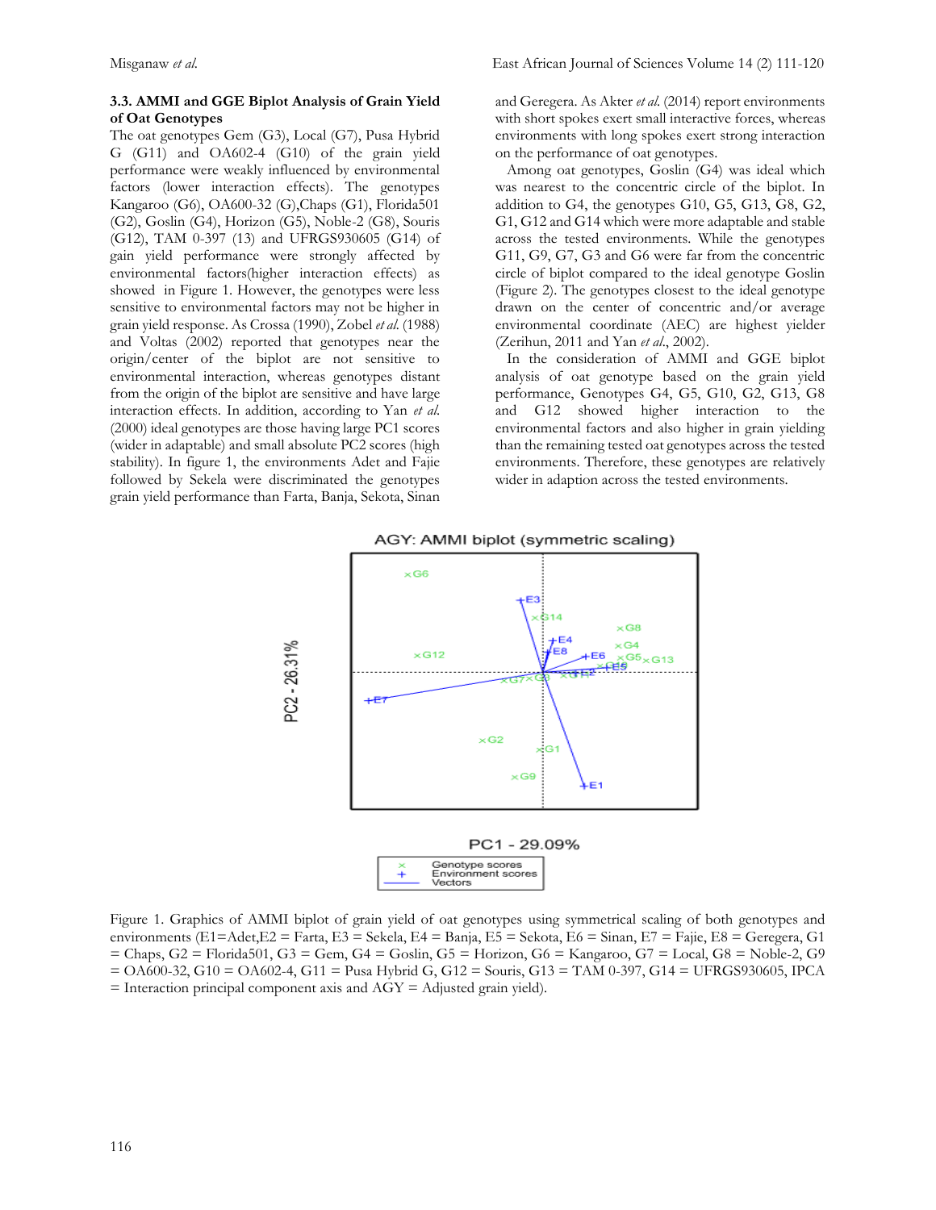### 3.3. AMMI and GGE Biplot Analysis of Grain Yield of Oat Genotypes

The oat genotypes Gem (G3), Local (G7), Pusa Hybrid G (G11) and OA602-4 (G10) of the grain yield performance were weakly influenced by environmental factors (lower interaction effects). The genotypes Kangaroo (G6), OA600-32 (G),Chaps (G1), Florida501 (G2), Goslin (G4), Horizon (G5), Noble-2 (G8), Souris (G12), TAM 0-397 (13) and UFRGS930605 (G14) of gain yield performance were strongly affected by environmental factors(higher interaction effects) as showed in Figure 1. However, the genotypes were less sensitive to environmental factors may not be higher in grain yield response. As Crossa (1990), Zobel *et al.* (1988) and Voltas (2002) reported that genotypes near the origin/center of the biplot are not sensitive to environmental interaction, whereas genotypes distant from the origin of the biplot are sensitive and have large interaction effects. In addition, according to Yan *et al.* (2000) ideal genotypes are those having large PC1 scores (wider in adaptable) and small absolute PC2 scores (high stability). In figure 1, the environments Adet and Fajie followed by Sekela were discriminated the genotypes grain yield performance than Farta, Banja, Sekota, Sinan and Geregera. As Akter *et al.* (2014) report environments with short spokes exert small interactive forces, whereas environments with long spokes exert strong interaction on the performance of oat genotypes.

Among oat genotypes, Goslin (G4) was ideal which was nearest to the concentric circle of the biplot. In addition to G4, the genotypes G10, G5, G13, G8, G2, G1, G12 and G14 which were more adaptable and stable across the tested environments. While the genotypes G11, G9, G7, G3 and G6 were far from the concentric circle of biplot compared to the ideal genotype Goslin (Figure 2). The genotypes closest to the ideal genotype drawn on the center of concentric and/or average environmental coordinate (AEC) are highest yielder (Zerihun, 2011 and Yan *et al.*, 2002).

In the consideration of AMMI and GGE biplot analysis of oat genotype based on the grain yield performance, Genotypes G4, G5, G10, G2, G13, G8 and G12 showed higher interaction to the environmental factors and also higher in grain yielding than the remaining tested oat genotypes across the tested environments. Therefore, these genotypes are relatively wider in adaption across the tested environments.

Figure 1. Graphics of AMMI biplot of grain yield of oat genotypes using symmetrical scaling of both genotypes and environments (E1=Adet,E2 = Farta, E3 = Sekela, E4 = Banja, E5 = Sekota, E6 = Sinan, E7 = Fajie, E8 = Geregera, G1 = Chaps, G2 = Florida501, G3 = Gem, G4 = Goslin, G5 = Horizon, G6 = Kangaroo, G7 = Local, G8 = Noble-2, G9 = OA600-32, G10 = OA602-4, G11 = Pusa Hybrid G, G12 = Souris, G13 = TAM 0-397, G14 = UFRGS930605, IPCA = Interaction principal component axis and AGY = Adjusted grain yield).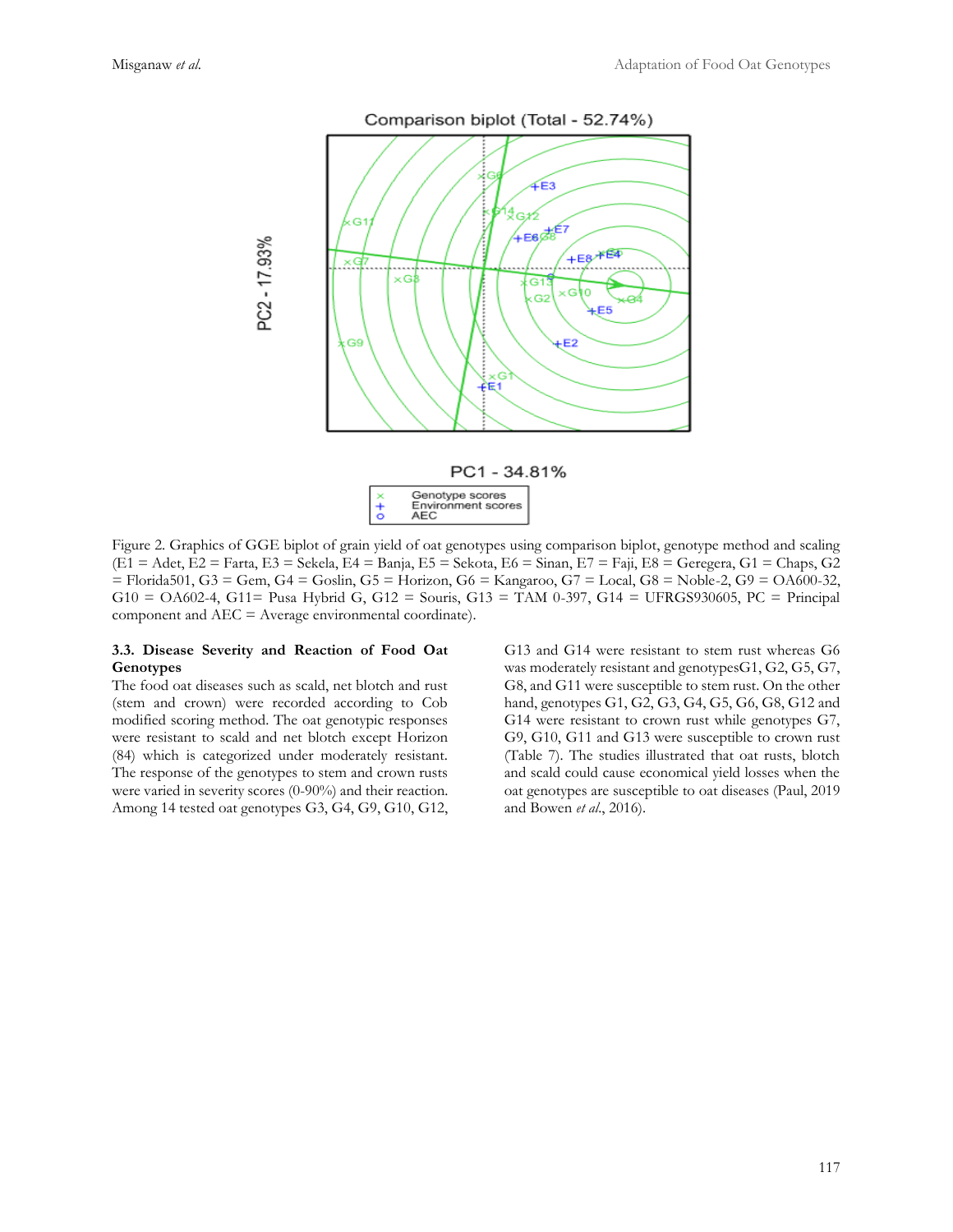Figure 2. Graphics of GGE biplot of grain yield of oat genotypes using comparison biplot, genotype method and scaling (E1 = Adet, E2 = Farta, E3 = Sekela, E4 = Banja, E5 = Sekota, E6 = Sinan, E7 = Faji, E8 = Geregera, G1 = Chaps, G2 = Florida501, G3 = Gem, G4 = Goslin, G5 = Horizon, G6 = Kangaroo, G7 = Local, G8 = Noble-2, G9 = OA600-32, G10 = OA602-4, G11= Pusa Hybrid G, G12 = Souris, G13 = TAM 0-397, G14 = UFRGS930605, PC = Principal component and AEC = Average environmental coordinate).

### 3.3. Disease Severity and Reaction of Food Oat Genotypes

The food oat diseases such as scald, net blotch and rust (stem and crown) were recorded according to Cob modified scoring method. The oat genotypic responses were resistant to scald and net blotch except Horizon (84) which is categorized under moderately resistant. The response of the genotypes to stem and crown rusts were varied in severity scores (0-90%) and their reaction. Among 14 tested oat genotypes G3, G4, G9, G10, G12, G13 and G14 were resistant to stem rust whereas G6 was moderately resistant and genotypesG1, G2, G5, G7, G8, and G11 were susceptible to stem rust. On the other hand, genotypes G1, G2, G3, G4, G5, G6, G8, G12 and G14 were resistant to crown rust while genotypes G7, G9, G10, G11 and G13 were susceptible to crown rust (Table 7). The studies illustrated that oat rusts, blotch and scald could cause economical yield losses when the oat genotypes are susceptible to oat diseases (Paul, 2019 and Bowen *et al*., 2016).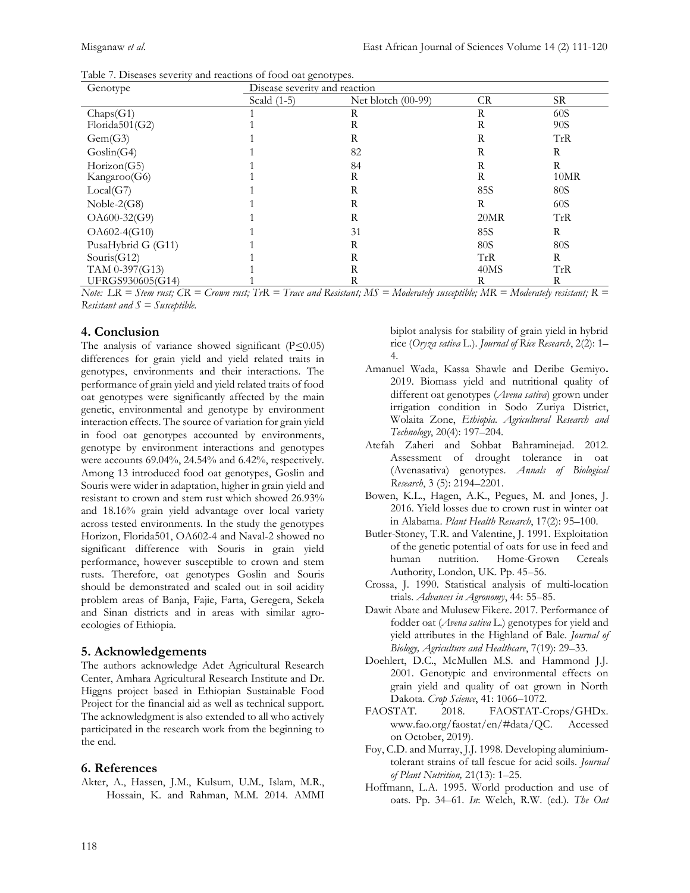Table 7. Diseases severity and reactions of food oat genotypes.

| Genotype | Disease severity and reaction | | | |
|---|---|---|---|---|
| | Scald (1-5) | Net blotch (00-99) | CR | SR |
| Chaps(G1) | 1 | R | R | 60S |
| Florida501(G2) | 1 | R | R | 90S |
| Gem(G3) | 1 | R | R | TrR |
| Goslin(G4) | 1 | 82 | R | R |
| Horizon(G5) | 1 | 84 | R | R |
| Kangaroo(G6) | 1 | R | R | 10MR |
| Local(G7) | 1 | R | 85S | 80S |
| Noble-2(G8) | 1 | R | R | 60S |
| OA600-32(G9) | 1 | R | 20MR | TrR |
| OA602-4(G10) | 1 | 31 | 85S | R |
| PusaHybrid G (G11) | 1 | R | 80S | 80S |
| Souris(G12) | 1 | R | TrR | R |
| TAM 0-397(G13) | 1 | R | 40MS | TrR |
| UFRGS930605(G14) | 1 | R | R | R |

*Note: LR = Stem rust; CR = Crown rust; TrR = Trace and Resistant; MS = Moderately susceptible; MR = Moderately resistant; R = Resistant and S = Susceptible.*

## 4. Conclusion

The analysis of variance showed significant ($P \leq 0.05$) differences for grain yield and yield related traits in genotypes, environments and their interactions. The performance of grain yield and yield related traits of food oat genotypes were significantly affected by the main genetic, environmental and genotype by environment interaction effects. The source of variation for grain yield in food oat genotypes accounted by environments, genotype by environment interactions and genotypes were accounts 69.04%, 24.54% and 6.42%, respectively. Among 13 introduced food oat genotypes, Goslin and Souris were wider in adaptation, higher in grain yield and resistant to crown and stem rust which showed 26.93% and 18.16% grain yield advantage over local variety across tested environments. In the study the genotypes Horizon, Florida501, OA602-4 and Naval-2 showed no significant difference with Souris in grain yield performance, however susceptible to crown and stem rusts. Therefore, oat genotypes Goslin and Souris should be demonstrated and scaled out in soil acidity problem areas of Banja, Fajie, Farta, Geregera, Sekela and Sinan districts and in areas with similar agro-ecologies of Ethiopia.

## 5. Acknowledgements

The authors acknowledge Adet Agricultural Research Center, Amhara Agricultural Research Institute and Dr. Higgns project based in Ethiopian Sustainable Food Project for the financial aid as well as technical support. The acknowledgment is also extended to all who actively participated in the research work from the beginning to the end.

## 6. References

Akter, A., Hassen, J.M., Kulsum, U.M., Islam, M.R., Hossain, K. and Rahman, M.M. 2014. AMMI biplot analysis for stability of grain yield in hybrid rice (*Oryza sativa* L.). *Journal of Rice Research*, 2(2): 1–4.

Amanuel Wada, Kassa Shawle and Deribe Gemiyo**.** 2019. Biomass yield and nutritional quality of different oat genotypes (*Avena sativa*) grown under irrigation condition in Sodo Zuriya District, Wolaita Zone, *Ethiopia*. *Agricultural Research and Technology*, 20(4): 197–204.

Atefah Zaheri and Sohbat Bahraminejad. 2012. Assessment of drought tolerance in oat (Avenasativa) genotypes. *Annals of Biological Research*, 3 (5): 2194–2201.

Bowen, K.L., Hagen, A.K., Pegues, M. and Jones, J. 2016. Yield losses due to crown rust in winter oat in Alabama. *Plant Health Research*, 17(2): 95–100.

Butler-Stoney, T.R. and Valentine, J. 1991. Exploitation of the genetic potential of oats for use in feed and human nutrition. Home-Grown Cereals Authority, London, UK. Pp. 45–56.

Crossa, J. 1990. Statistical analysis of multi-location trials. *Advances in Agronomy*, 44: 55–85.

Dawit Abate and Mulusew Fikere. 2017. Performance of fodder oat (*Avena sativa* L.) genotypes for yield and yield attributes in the Highland of Bale. *Journal of Biology, Agriculture and Healthcare*, 7(19): 29–33.

Doehlert, D.C., McMullen M.S. and Hammond J.J. 2001. Genotypic and environmental effects on grain yield and quality of oat grown in North Dakota. *Crop Science*, 41: 1066–1072.

FAOSTAT. 2018. FAOSTAT-Crops/GHDx. www.fao.org/faostat/en/#data/QC. Accessed on October, 2019).

Foy, C.D. and Murray, J.J. 1998. Developing aluminium-tolerant strains of tall fescue for acid soils. *Journal of Plant Nutrition,* 21(13): 1–25.

Hoffmann, L.A. 1995. World production and use of oats. Pp. 34–61. *In*: Welch, R.W. (ed.). *The Oat*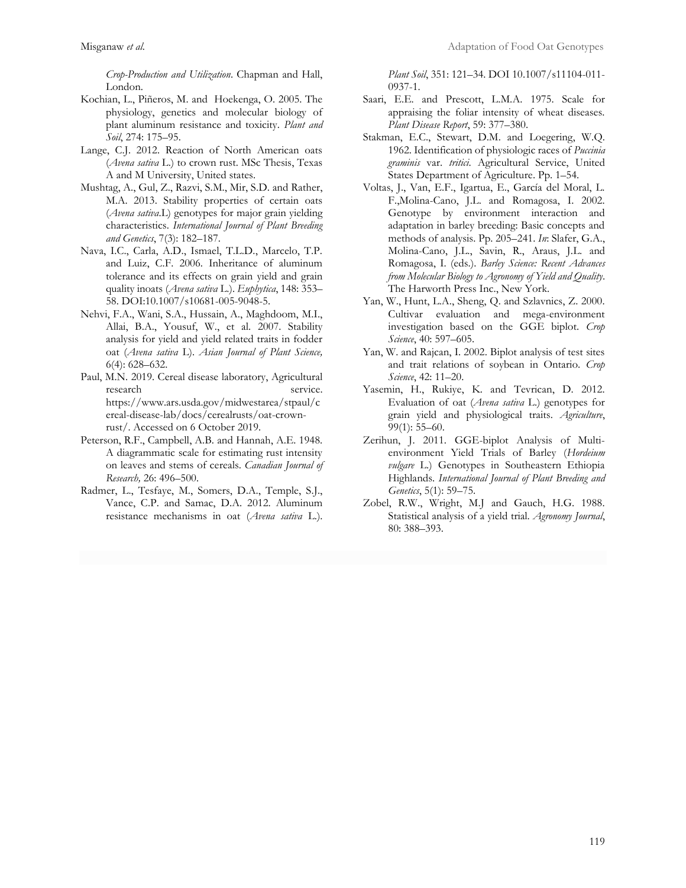*Crop-Production and Utilization*. Chapman and Hall, London.

Kochian, L., Piñeros, M. and Hoekenga, O. 2005. The physiology, genetics and molecular biology of plant aluminum resistance and toxicity. *Plant and Soil*, 274: 175–95.

Lange, C.J. 2012. Reaction of North American oats (*Avena sativa* L.) to crown rust. MSc Thesis, Texas A and M University, United states.

Mushtag, A., Gul, Z., Razvi, S.M., Mir, S.D. and Rather, M.A. 2013. Stability properties of certain oats (*Avena sativa*.L) genotypes for major grain yielding characteristics. *International Journal of Plant Breeding and Genetics*, 7(3): 182–187.

Nava, I.C., Carla, A.D., Ismael, T.L.D., Marcelo, T.P. and Luiz, C.F. 2006. Inheritance of aluminum tolerance and its effects on grain yield and grain quality inoats (*Avena sativa* L.). *Euphytica*, 148: 353–58. DOI:10.1007/s10681-005-9048-5.

Nehvi, F.A., Wani, S.A., Hussain, A., Maghdoom, M.I., Allai, B.A., Yousuf, W., et al. 2007. Stability analysis for yield and yield related traits in fodder oat (*Avena sativa* L). *Asian Journal of Plant Science,* 6(4): 628–632.

Paul, M.N. 2019. Cereal disease laboratory, Agricultural research service. https://www.ars.usda.gov/midwestarea/stpaul/cereal-disease-lab/docs/cerealrusts/oat-crown-rust/. Accessed on 6 October 2019.

Peterson, R.F., Campbell, A.B. and Hannah, A.E. 1948. A diagrammatic scale for estimating rust intensity on leaves and stems of cereals. *Canadian Journal of Research,* 26: 496–500.

Radmer, L., Tesfaye, M., Somers, D.A., Temple, S.J., Vance, C.P. and Samac, D.A. 2012. Aluminum resistance mechanisms in oat (*Avena sativa* L.). *Plant Soil*, 351: 121–34. DOI 10.1007/s11104-011-0937-1.

Saari, E.E. and Prescott, L.M.A. 1975. Scale for appraising the foliar intensity of wheat diseases. *Plant Disease Report*, 59: 377–380.

Stakman, E.C., Stewart, D.M. and Loegering, W.Q. 1962. Identification of physiologic races of *Puccinia graminis* var. *tritici*. Agricultural Service, United States Department of Agriculture. Pp. 1–54.

Voltas, J., Van, E.F., Igartua, E., García del Moral, L. F.,Molina-Cano, J.L. and Romagosa, I. 2002. Genotype by environment interaction and adaptation in barley breeding: Basic concepts and methods of analysis. Pp. 205–241. *In*: Slafer, G.A., Molina-Cano, J.L., Savin, R., Araus, J.L. and Romagosa, I. (eds.). *Barley Science: Recent Advances from Molecular Biology to Agronomy of Yield and Quality*. The Harworth Press Inc., New York.

Yan, W., Hunt, L.A., Sheng, Q. and Szlavnics, Z. 2000. Cultivar evaluation and mega-environment investigation based on the GGE biplot. *Crop Science*, 40: 597–605.

Yan, W. and Rajcan, I. 2002. Biplot analysis of test sites and trait relations of soybean in Ontario. *Crop Science*, 42: 11–20.

Yasemin, H., Rukiye, K. and Tevrican, D. 2012. Evaluation of oat (*Avena sativa* L.) genotypes for grain yield and physiological traits. *Agriculture*, 99(1): 55–60.

Zerihun, J. 2011. GGE-biplot Analysis of Multi-environment Yield Trials of Barley (*Hordeium vulgare* L.) Genotypes in Southeastern Ethiopia Highlands. *International Journal of Plant Breeding and Genetics*, 5(1): 59–75.

Zobel, R.W., Wright, M.J and Gauch, H.G. 1988. Statistical analysis of a yield trial. *Agronomy Journal*, 80: 388–393.